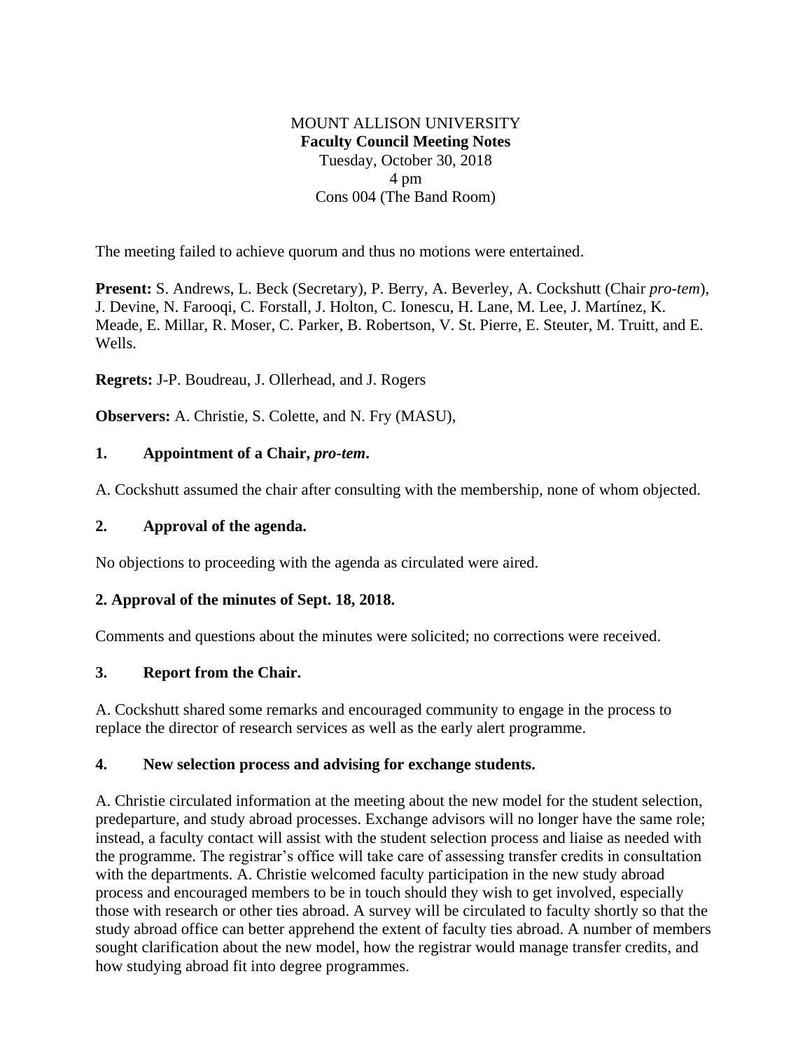MOUNT ALLISON UNIVERSITY

**Faculty Council Meeting Notes**

Tuesday, October 30, 2018

4 pm

Cons 004 (The Band Room)

The meeting failed to achieve quorum and thus no motions were entertained.

**Present:** S. Andrews, L. Beck (Secretary), P. Berry, A. Beverley, A. Cockshutt (Chair *pro-tem*), J. Devine, N. Farooqi, C. Forstall, J. Holton, C. Ionescu, H. Lane, M. Lee, J. Martínez, K. Meade, E. Millar, R. Moser, C. Parker, B. Robertson, V. St. Pierre, E. Steuter, M. Truitt, and E. Wells.

**Regrets:** J-P. Boudreau, J. Ollerhead, and J. Rogers

**Observers:** A. Christie, S. Colette, and N. Fry (MASU),

### 1. Appointment of a Chair, *pro-tem*.

A. Cockshutt assumed the chair after consulting with the membership, none of whom objected.

### 2. Approval of the agenda.

No objections to proceeding with the agenda as circulated were aired.

### 2. Approval of the minutes of Sept. 18, 2018.

Comments and questions about the minutes were solicited; no corrections were received.

### 3. Report from the Chair.

A. Cockshutt shared some remarks and encouraged community to engage in the process to replace the director of research services as well as the early alert programme.

### 4. New selection process and advising for exchange students.

A. Christie circulated information at the meeting about the new model for the student selection, predeparture, and study abroad processes. Exchange advisors will no longer have the same role; instead, a faculty contact will assist with the student selection process and liaise as needed with the programme. The registrar's office will take care of assessing transfer credits in consultation with the departments. A. Christie welcomed faculty participation in the new study abroad process and encouraged members to be in touch should they wish to get involved, especially those with research or other ties abroad. A survey will be circulated to faculty shortly so that the study abroad office can better apprehend the extent of faculty ties abroad. A number of members sought clarification about the new model, how the registrar would manage transfer credits, and how studying abroad fit into degree programmes.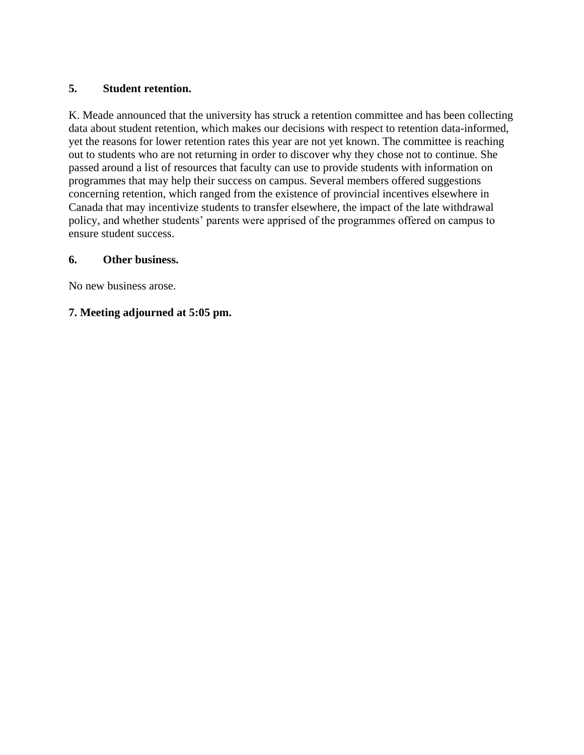**5. Student retention.**

K. Meade announced that the university has struck a retention committee and has been collecting data about student retention, which makes our decisions with respect to retention data-informed, yet the reasons for lower retention rates this year are not yet known. The committee is reaching out to students who are not returning in order to discover why they chose not to continue. She passed around a list of resources that faculty can use to provide students with information on programmes that may help their success on campus. Several members offered suggestions concerning retention, which ranged from the existence of provincial incentives elsewhere in Canada that may incentivize students to transfer elsewhere, the impact of the late withdrawal policy, and whether students' parents were apprised of the programmes offered on campus to ensure student success.

**6. Other business.**

No new business arose.

**7. Meeting adjourned at 5:05 pm.**